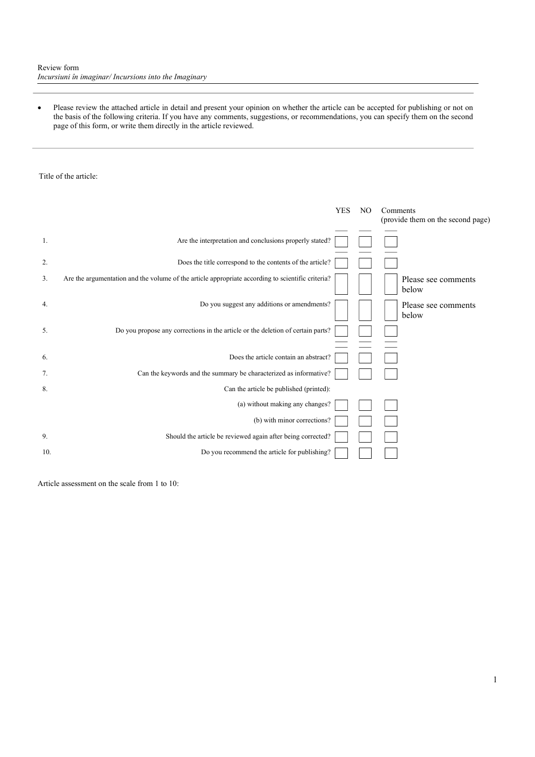Review form
*Incursiuni în imaginar/ Incursions into the Imaginary*

- Please review the attached article in detail and present your opinion on whether the article can be accepted for publishing or not on the basis of the following criteria. If you have any comments, suggestions, or recommendations, you can specify them on the second page of this form, or write them directly in the article reviewed.

Title of the article:

| | | YES | NO | Comments (provide them on the second page) |
|---|---|---|---|---|
| 1. | Are the interpretation and conclusions properly stated? | | | |
| 2. | Does the title correspond to the contents of the article? | | | |
| 3. | Are the argumentation and the volume of the article appropriate according to scientific criteria? | | | Please see comments below |
| 4. | Do you suggest any additions or amendments? | | | Please see comments below |
| 5. | Do you propose any corrections in the article or the deletion of certain parts? | | | |
| 6. | Does the article contain an abstract? | | | |
| 7. | Can the keywords and the summary be characterized as informative? | | | |
| 8. | Can the article be published (printed): | | | |
| | (a) without making any changes? | | | |
| | (b) with minor corrections? | | | |
| 9. | Should the article be reviewed again after being corrected? | | | |
| 10. | Do you recommend the article for publishing? | | | |

Article assessment on the scale from 1 to 10: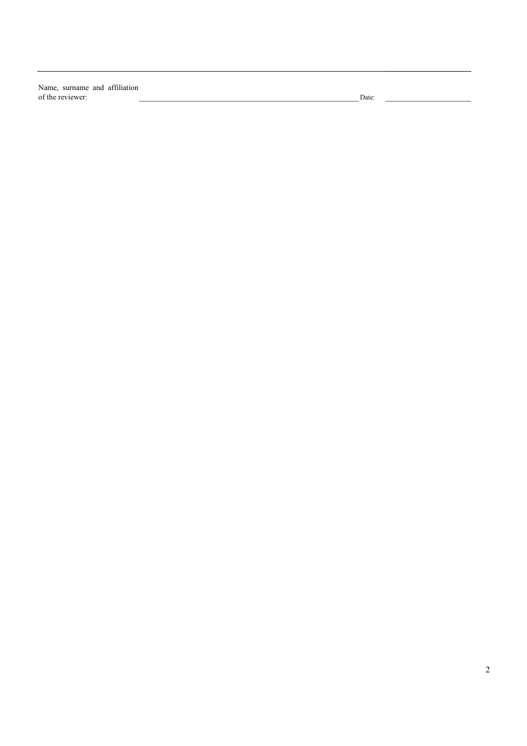---

Name, surname and affiliation of the reviewer: \_\_\_\_\_\_\_\_\_\_\_\_\_\_\_\_\_\_\_\_\_\_\_\_\_\_\_\_\_\_\_\_\_\_\_\_\_\_\_\_\_\_\_\_ Date: \_\_\_\_\_\_\_\_\_\_\_\_\_\_\_\_\_\_\_\_